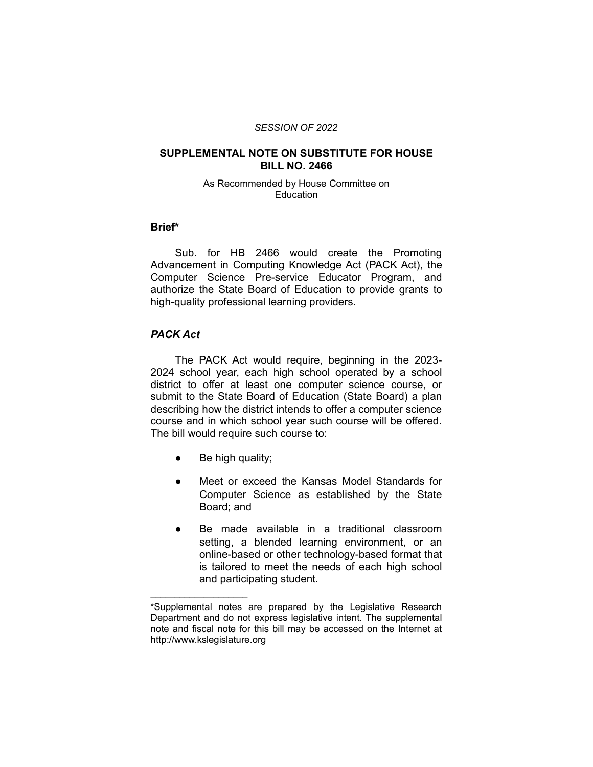*SESSION OF 2022*

# SUPPLEMENTAL NOTE ON SUBSTITUTE FOR HOUSE BILL NO. 2466

As Recommended by House Committee on Education

## Brief*

Sub. for HB 2466 would create the Promoting Advancement in Computing Knowledge Act (PACK Act), the Computer Science Pre-service Educator Program, and authorize the State Board of Education to provide grants to high-quality professional learning providers.

### *PACK Act*

The PACK Act would require, beginning in the 2023-2024 school year, each high school operated by a school district to offer at least one computer science course, or submit to the State Board of Education (State Board) a plan describing how the district intends to offer a computer science course and in which school year such course will be offered. The bill would require such course to:

- Be high quality;
- Meet or exceed the Kansas Model Standards for Computer Science as established by the State Board; and
- Be made available in a traditional classroom setting, a blended learning environment, or an online-based or other technology-based format that is tailored to meet the needs of each high school and participating student.

---

*Supplemental notes are prepared by the Legislative Research Department and do not express legislative intent. The supplemental note and fiscal note for this bill may be accessed on the Internet at http://www.kslegislature.org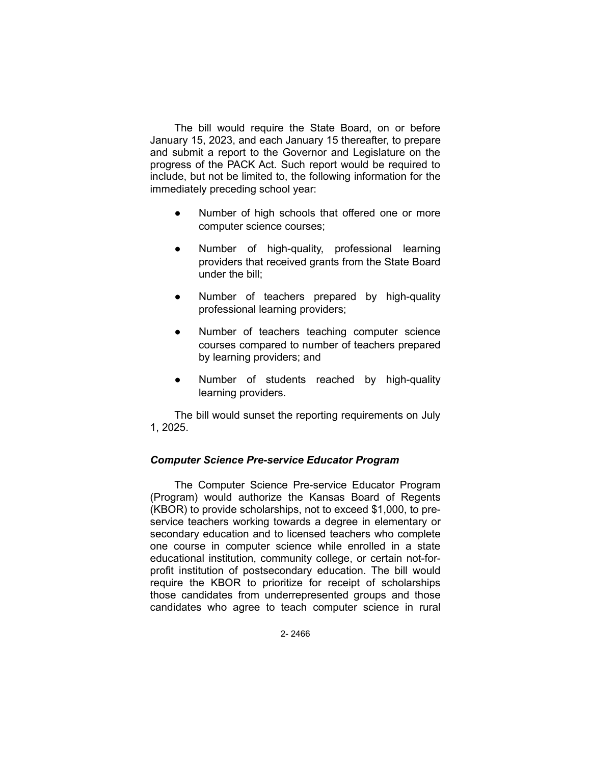The bill would require the State Board, on or before January 15, 2023, and each January 15 thereafter, to prepare and submit a report to the Governor and Legislature on the progress of the PACK Act. Such report would be required to include, but not be limited to, the following information for the immediately preceding school year:

- Number of high schools that offered one or more computer science courses;
- Number of high-quality, professional learning providers that received grants from the State Board under the bill;
- Number of teachers prepared by high-quality professional learning providers;
- Number of teachers teaching computer science courses compared to number of teachers prepared by learning providers; and
- Number of students reached by high-quality learning providers.

The bill would sunset the reporting requirements on July 1, 2025.

### *Computer Science Pre-service Educator Program*

The Computer Science Pre-service Educator Program (Program) would authorize the Kansas Board of Regents (KBOR) to provide scholarships, not to exceed $1,000, to pre-service teachers working towards a degree in elementary or secondary education and to licensed teachers who complete one course in computer science while enrolled in a state educational institution, community college, or certain not-for-profit institution of postsecondary education. The bill would require the KBOR to prioritize for receipt of scholarships those candidates from underrepresented groups and those candidates who agree to teach computer science in rural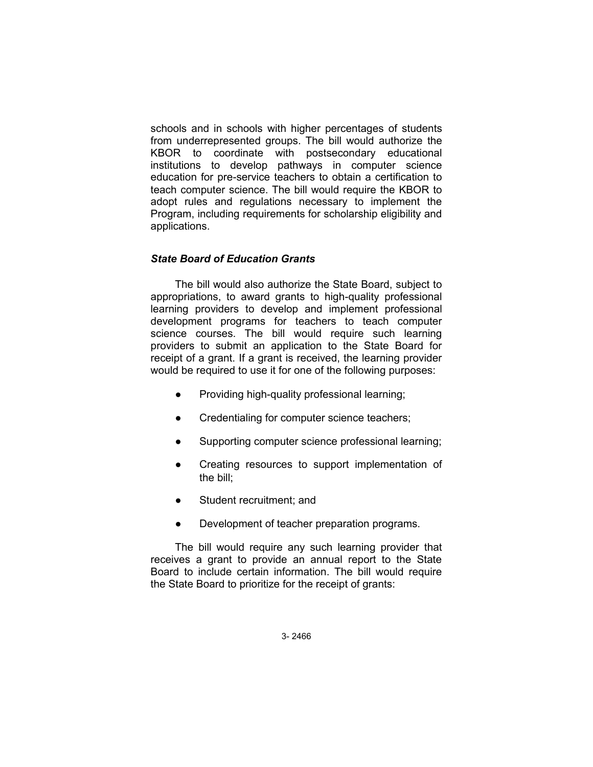schools and in schools with higher percentages of students from underrepresented groups. The bill would authorize the KBOR to coordinate with postsecondary educational institutions to develop pathways in computer science education for pre-service teachers to obtain a certification to teach computer science. The bill would require the KBOR to adopt rules and regulations necessary to implement the Program, including requirements for scholarship eligibility and applications.

### *State Board of Education Grants*

The bill would also authorize the State Board, subject to appropriations, to award grants to high-quality professional learning providers to develop and implement professional development programs for teachers to teach computer science courses. The bill would require such learning providers to submit an application to the State Board for receipt of a grant. If a grant is received, the learning provider would be required to use it for one of the following purposes:

- Providing high-quality professional learning;
- Credentialing for computer science teachers;
- Supporting computer science professional learning;
- Creating resources to support implementation of the bill;
- Student recruitment; and
- Development of teacher preparation programs.

The bill would require any such learning provider that receives a grant to provide an annual report to the State Board to include certain information. The bill would require the State Board to prioritize for the receipt of grants: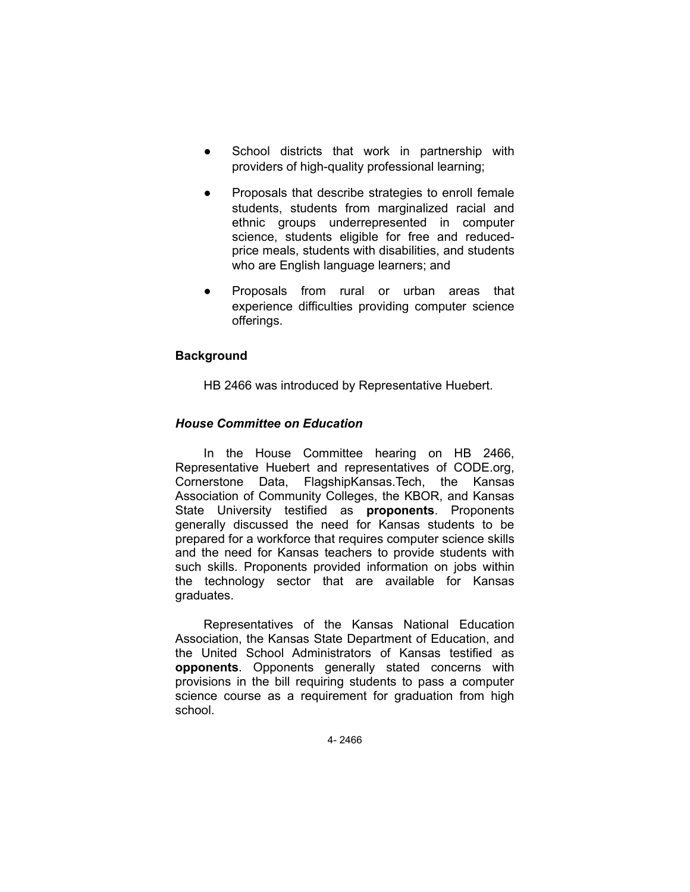- School districts that work in partnership with providers of high-quality professional learning;
- Proposals that describe strategies to enroll female students, students from marginalized racial and ethnic groups underrepresented in computer science, students eligible for free and reduced-price meals, students with disabilities, and students who are English language learners; and
- Proposals from rural or urban areas that experience difficulties providing computer science offerings.

**Background**

HB 2466 was introduced by Representative Huebert.

***House Committee on Education***

In the House Committee hearing on HB 2466, Representative Huebert and representatives of CODE.org, Cornerstone Data, FlagshipKansas.Tech, the Kansas Association of Community Colleges, the KBOR, and Kansas State University testified as **proponents**. Proponents generally discussed the need for Kansas students to be prepared for a workforce that requires computer science skills and the need for Kansas teachers to provide students with such skills. Proponents provided information on jobs within the technology sector that are available for Kansas graduates.

Representatives of the Kansas National Education Association, the Kansas State Department of Education, and the United School Administrators of Kansas testified as **opponents**. Opponents generally stated concerns with provisions in the bill requiring students to pass a computer science course as a requirement for graduation from high school.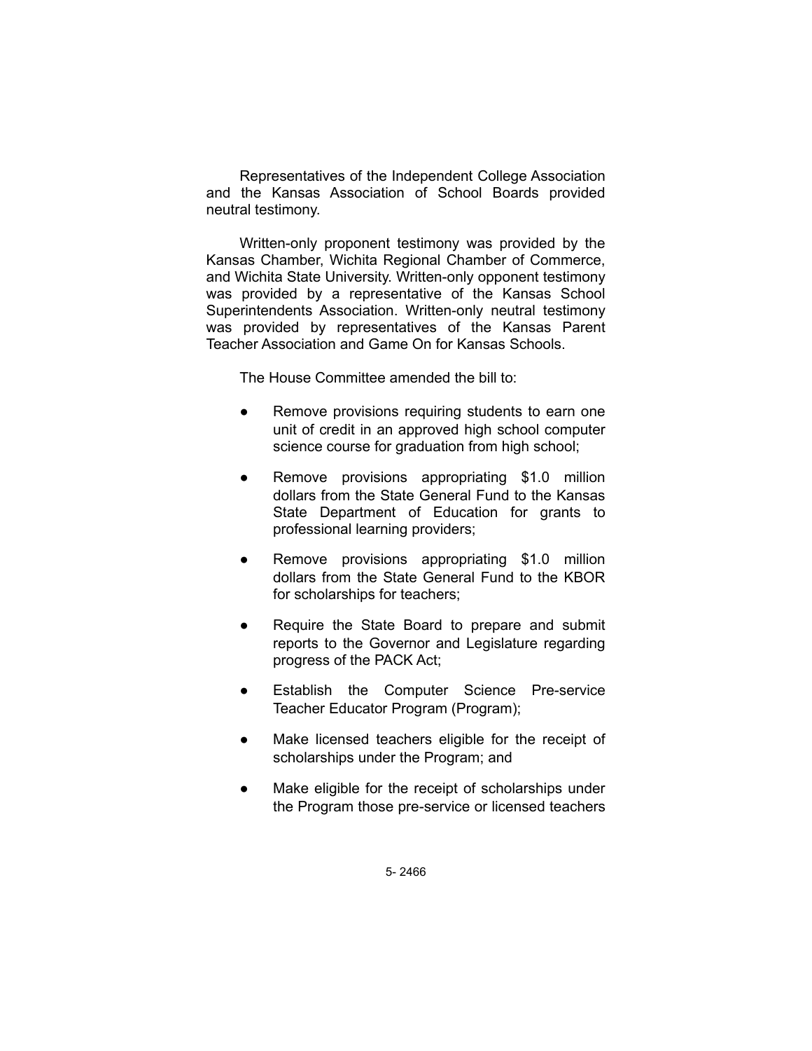Representatives of the Independent College Association and the Kansas Association of School Boards provided neutral testimony.

Written-only proponent testimony was provided by the Kansas Chamber, Wichita Regional Chamber of Commerce, and Wichita State University. Written-only opponent testimony was provided by a representative of the Kansas School Superintendents Association. Written-only neutral testimony was provided by representatives of the Kansas Parent Teacher Association and Game On for Kansas Schools.

The House Committee amended the bill to:

- Remove provisions requiring students to earn one unit of credit in an approved high school computer science course for graduation from high school;
- Remove provisions appropriating $1.0 million dollars from the State General Fund to the Kansas State Department of Education for grants to professional learning providers;
- Remove provisions appropriating $1.0 million dollars from the State General Fund to the KBOR for scholarships for teachers;
- Require the State Board to prepare and submit reports to the Governor and Legislature regarding progress of the PACK Act;
- Establish the Computer Science Pre-service Teacher Educator Program (Program);
- Make licensed teachers eligible for the receipt of scholarships under the Program; and
- Make eligible for the receipt of scholarships under the Program those pre-service or licensed teachers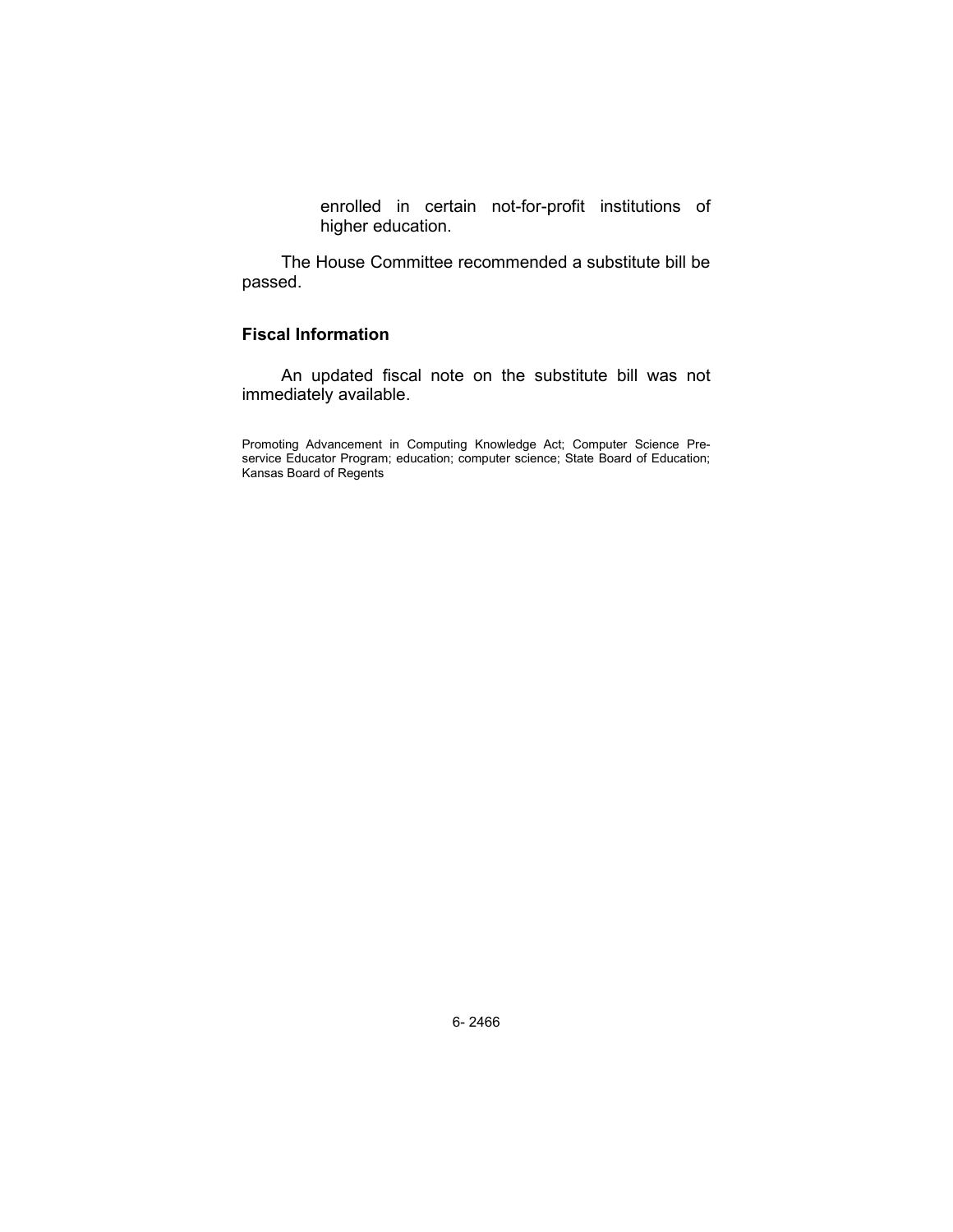enrolled in certain not-for-profit institutions of higher education.

The House Committee recommended a substitute bill be passed.

### Fiscal Information

An updated fiscal note on the substitute bill was not immediately available.

Promoting Advancement in Computing Knowledge Act; Computer Science Pre-service Educator Program; education; computer science; State Board of Education; Kansas Board of Regents